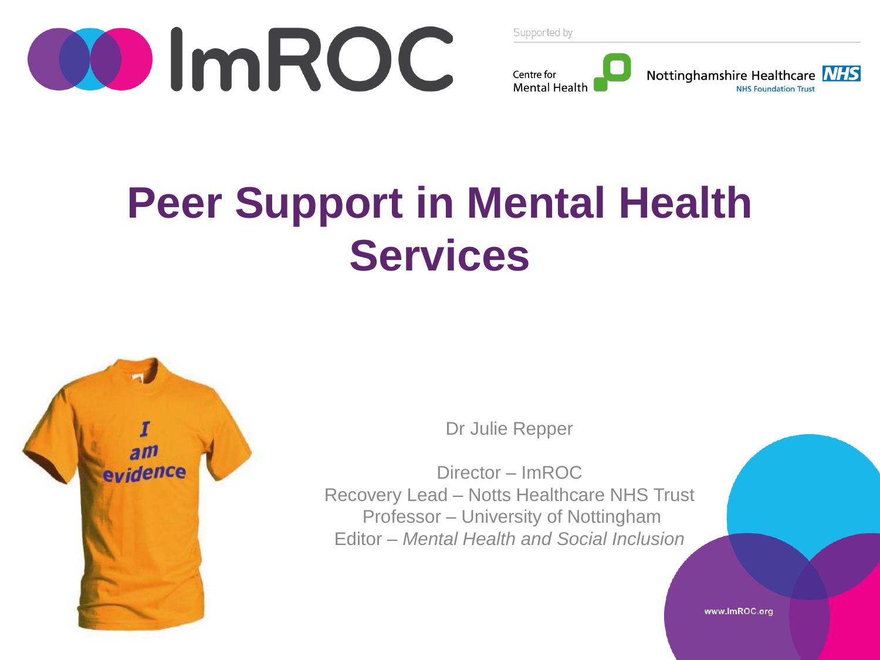ImROC

Supported by

Centre for Mental Health

Nottinghamshire Healthcare NHS Foundation Trust

# Peer Support in Mental Health Services

Dr Julie Repper

Director – ImROC
Recovery Lead – Notts Healthcare NHS Trust
Professor – University of Nottingham
Editor – *Mental Health and Social Inclusion*

www.ImROC.org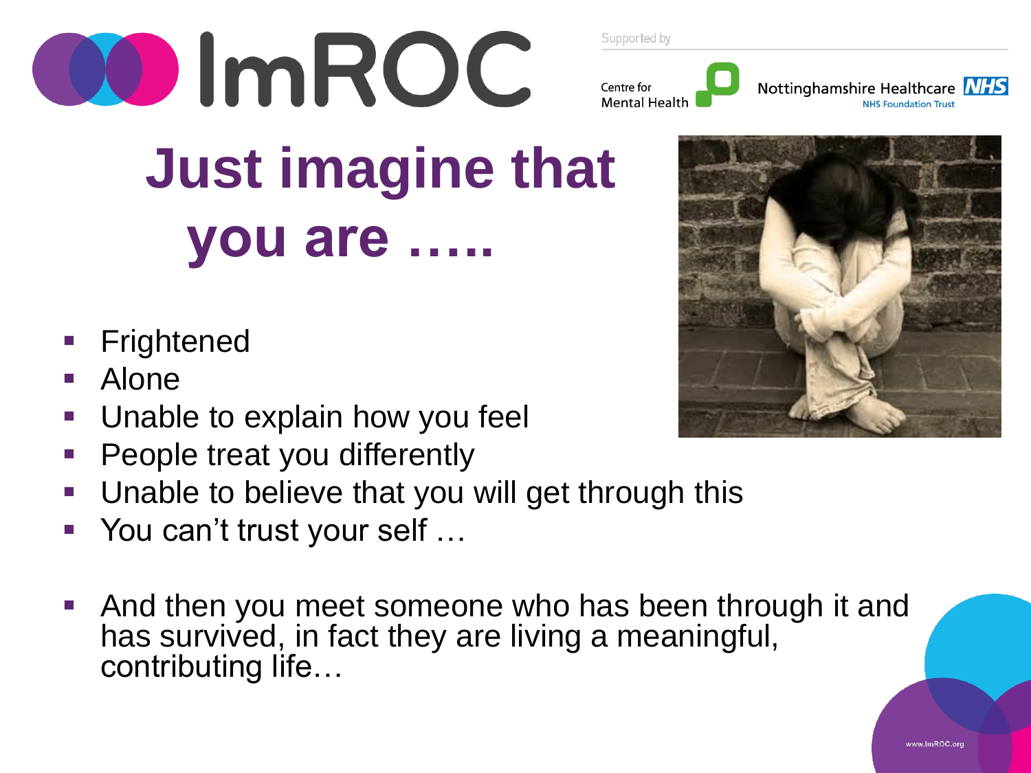# Just imagine that you are …..

- Frightened
- Alone
- Unable to explain how you feel
- People treat you differently
- Unable to believe that you will get through this
- You can't trust your self …

- And then you meet someone who has been through it and has survived, in fact they are living a meaningful, contributing life…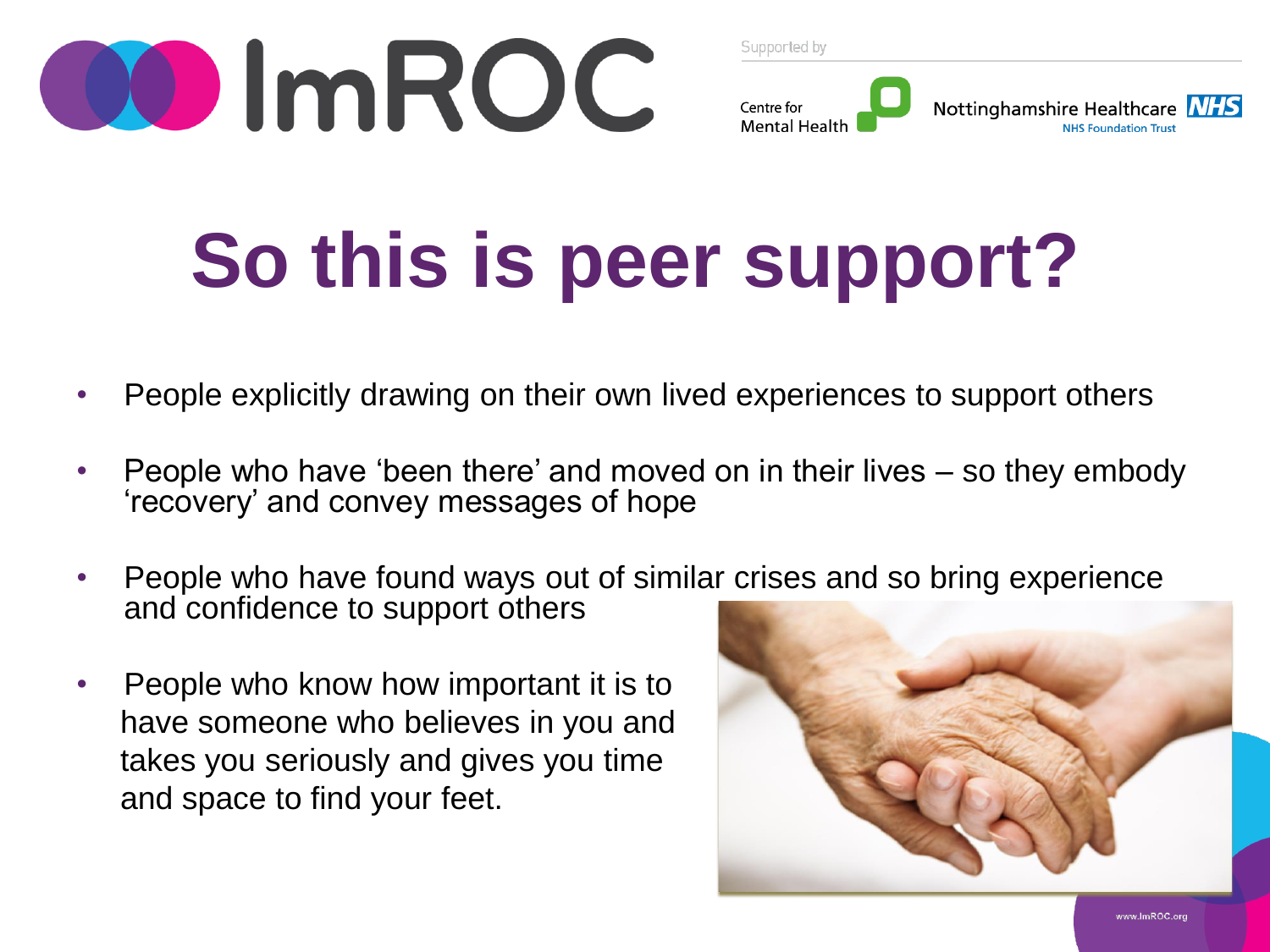# So this is peer support?

- People explicitly drawing on their own lived experiences to support others
- People who have 'been there' and moved on in their lives – so they embody 'recovery' and convey messages of hope
- People who have found ways out of similar crises and so bring experience and confidence to support others
- People who know how important it is to have someone who believes in you and takes you seriously and gives you time and space to find your feet.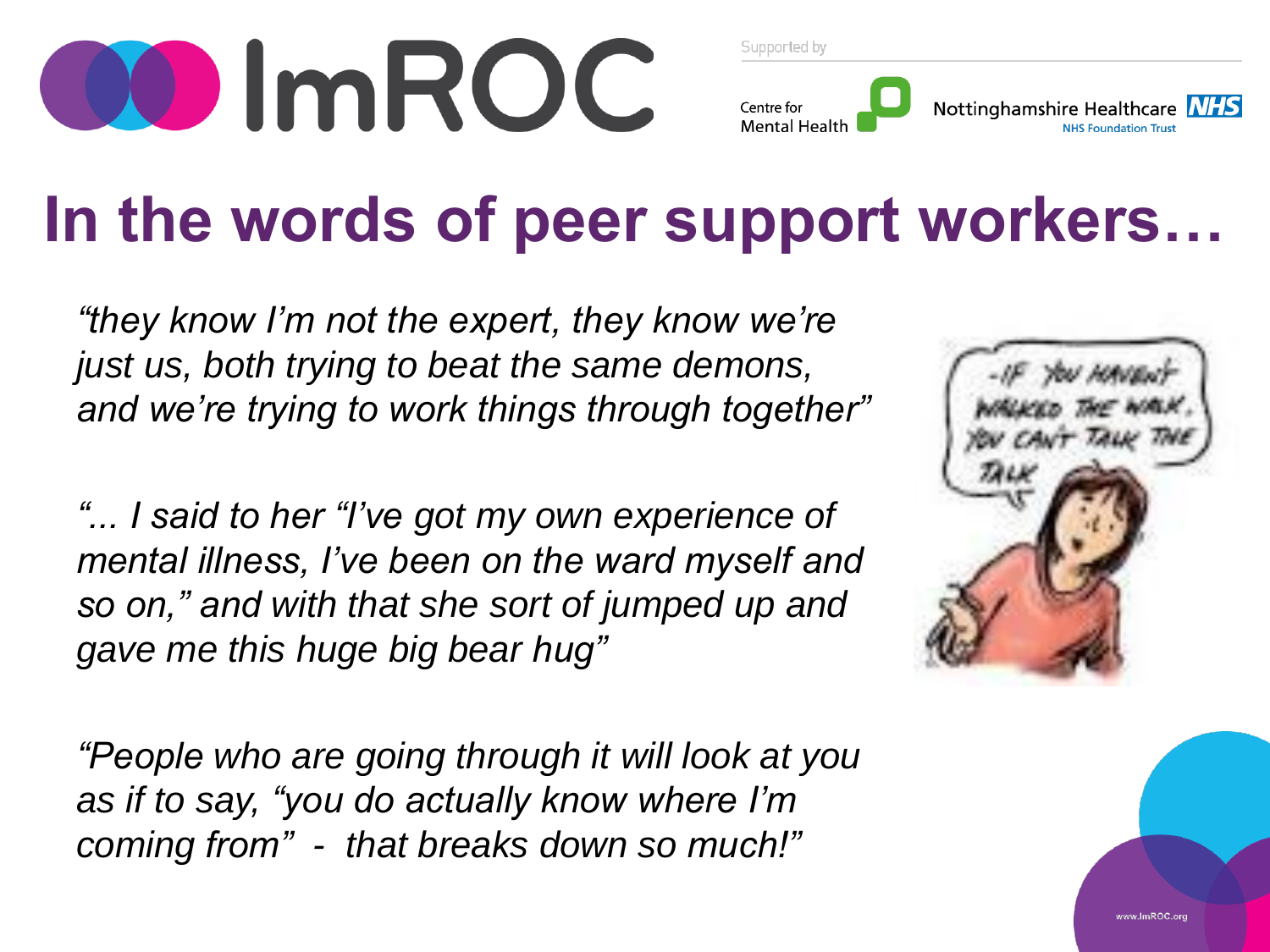# In the words of peer support workers…

*"they know I'm not the expert, they know we're just us, both trying to beat the same demons, and we're trying to work things through together"*

*"... I said to her "I've got my own experience of mental illness, I've been on the ward myself and so on," and with that she sort of jumped up and gave me this huge big bear hug"*

*"People who are going through it will look at you as if to say, "you do actually know where I'm coming from" - that breaks down so much!"*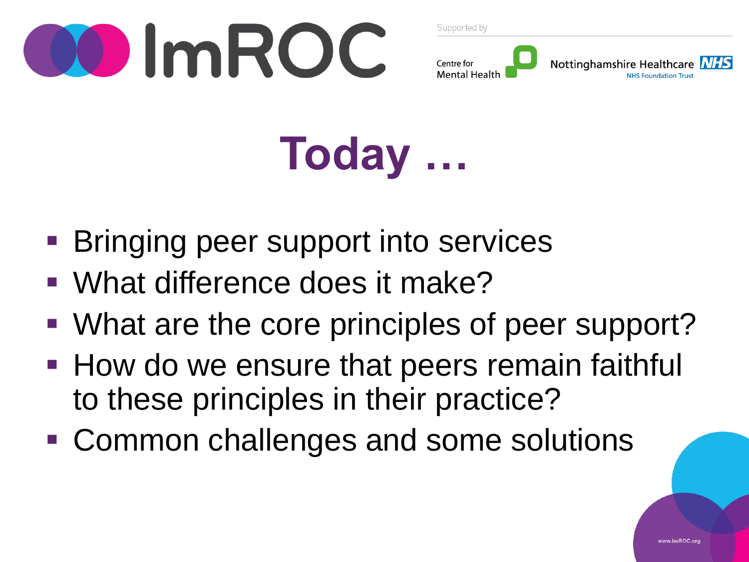# Today …

- Bringing peer support into services
- What difference does it make?
- What are the core principles of peer support?
- How do we ensure that peers remain faithful to these principles in their practice?
- Common challenges and some solutions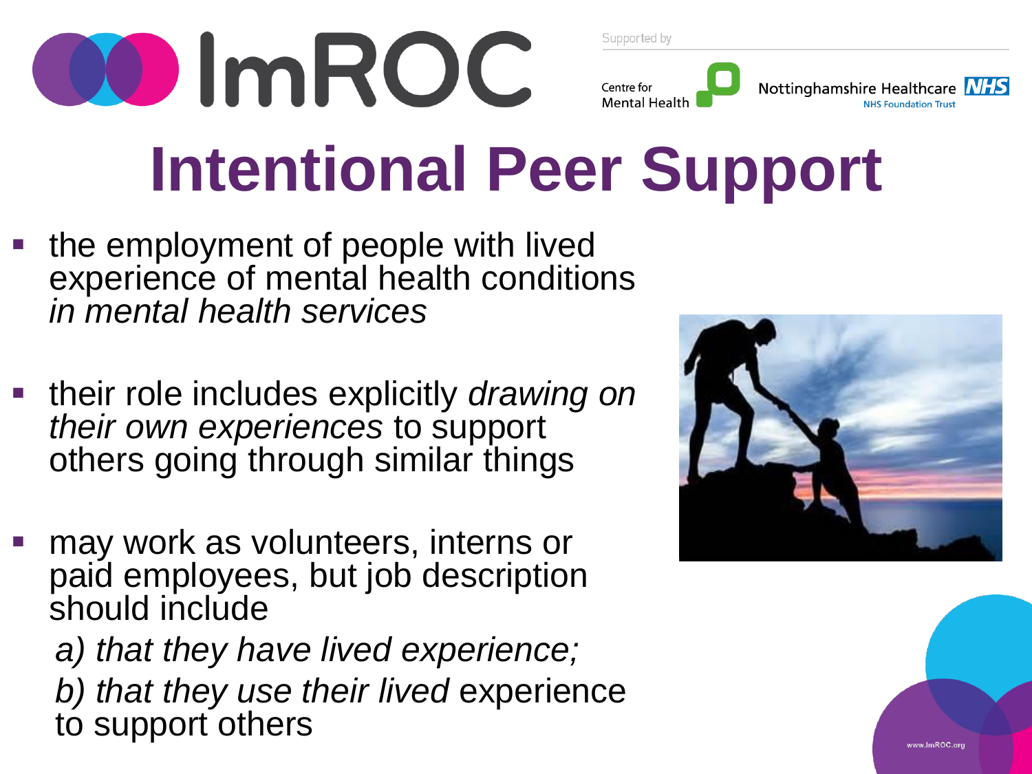# Intentional Peer Support

- the employment of people with lived experience of mental health conditions *in mental health services*
- their role includes explicitly *drawing on their own experiences* to support others going through similar things
- may work as volunteers, interns or paid employees, but job description should include

  *a) that they have lived experience;*

  *b) that they use their lived* experience to support others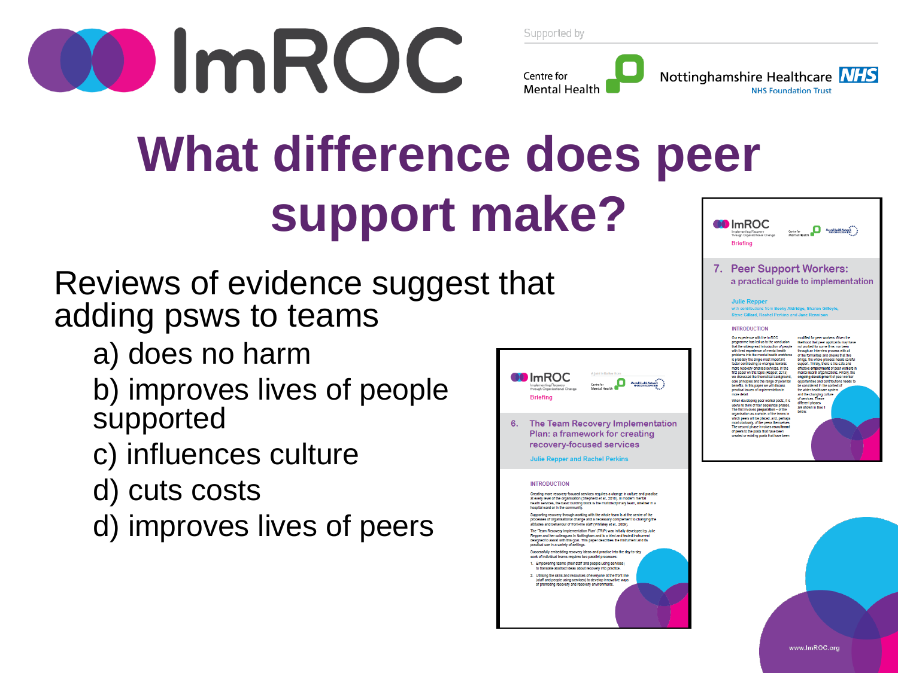# What difference does peer support make?

Reviews of evidence suggest that adding psws to teams

- a) does no harm
- b) improves lives of people supported
- c) influences culture
- d) cuts costs
- d) improves lives of peers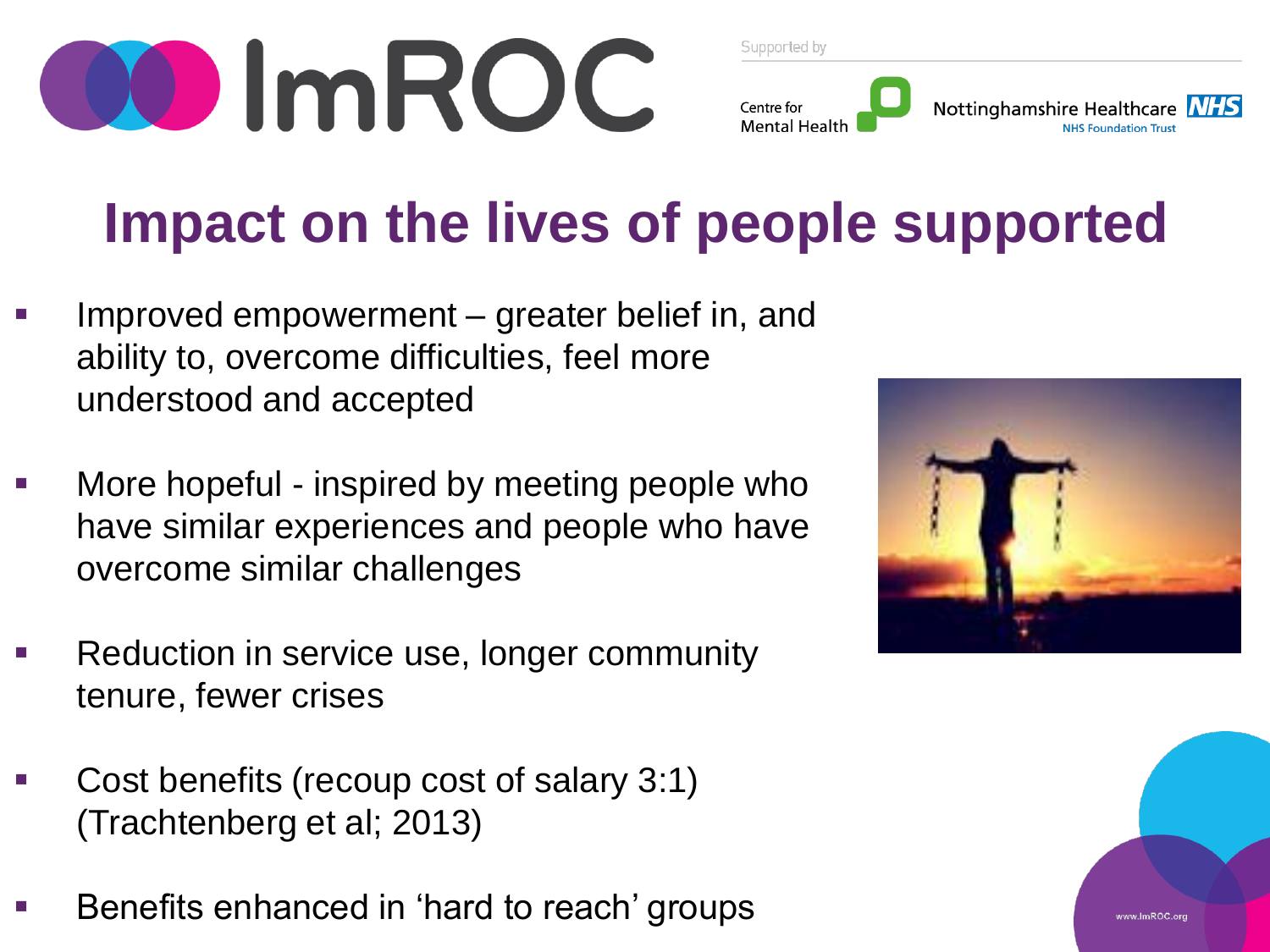# Impact on the lives of people supported

- Improved empowerment – greater belief in, and ability to, overcome difficulties, feel more understood and accepted
- More hopeful - inspired by meeting people who have similar experiences and people who have overcome similar challenges
- Reduction in service use, longer community tenure, fewer crises
- Cost benefits (recoup cost of salary 3:1) (Trachtenberg et al; 2013)
- Benefits enhanced in 'hard to reach' groups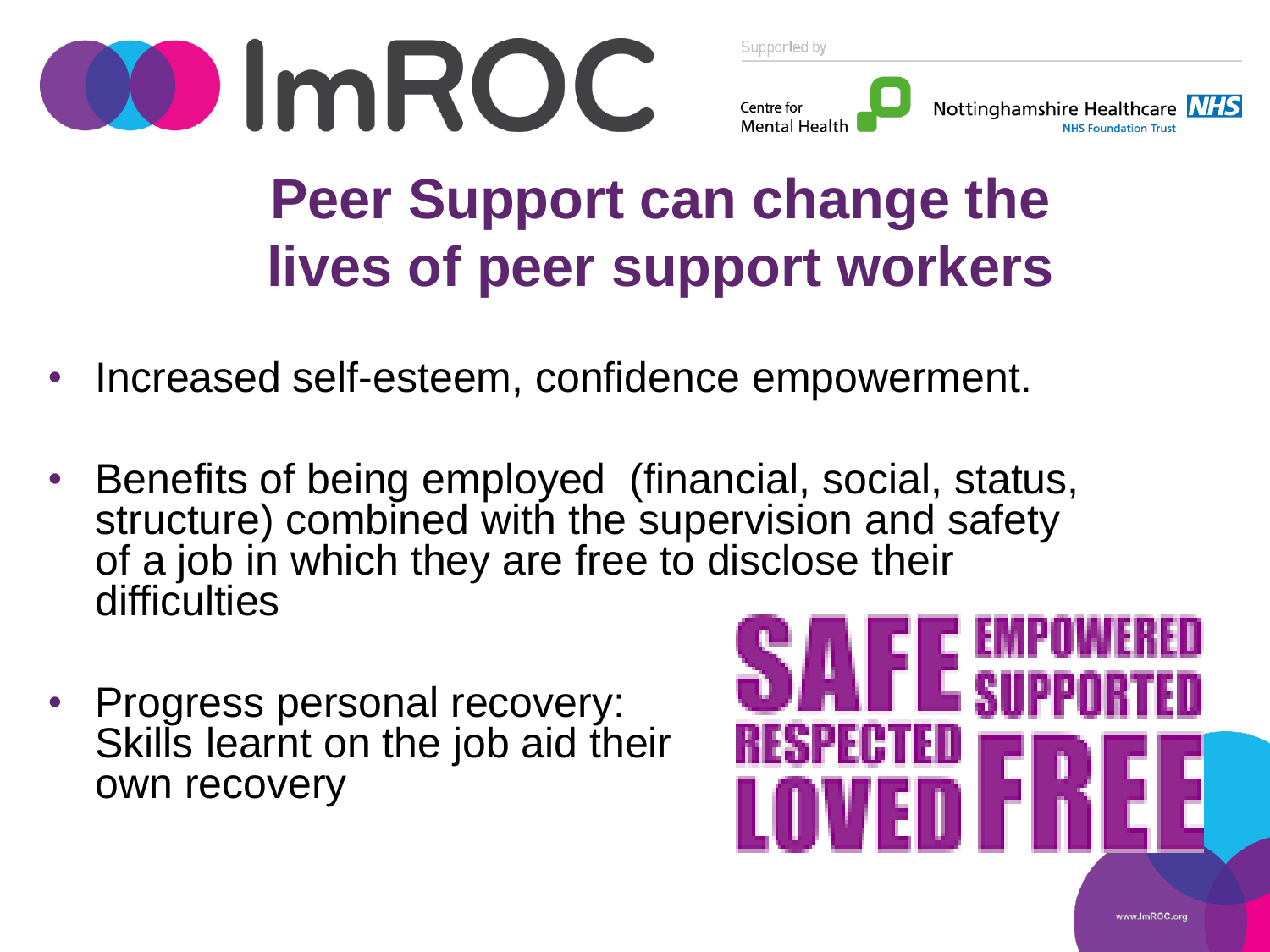# Peer Support can change the lives of peer support workers

- Increased self-esteem, confidence empowerment.
- Benefits of being employed (financial, social, status, structure) combined with the supervision and safety of a job in which they are free to disclose their difficulties
- Progress personal recovery: Skills learnt on the job aid their own recovery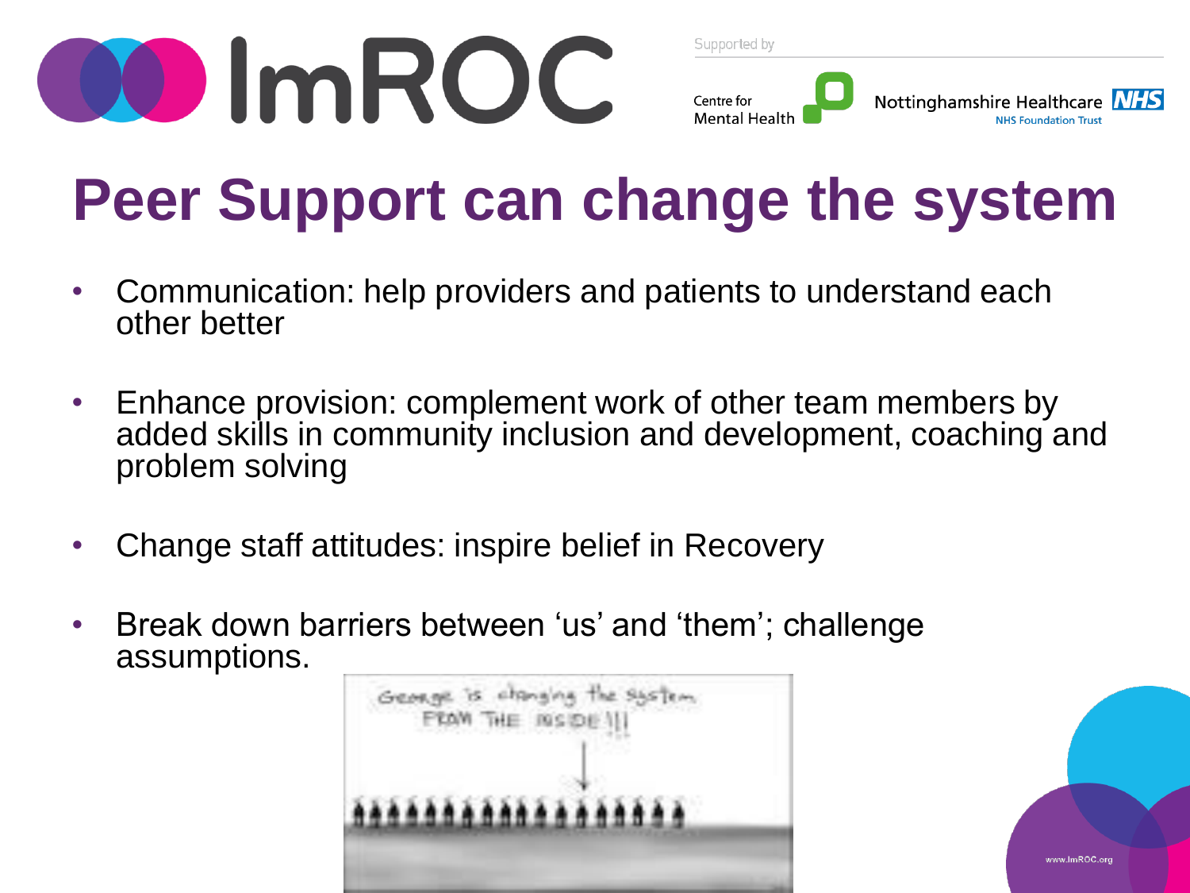# Peer Support can change the system

- Communication: help providers and patients to understand each other better
- Enhance provision: complement work of other team members by added skills in community inclusion and development, coaching and problem solving
- Change staff attitudes: inspire belief in Recovery
- Break down barriers between 'us' and 'them'; challenge assumptions.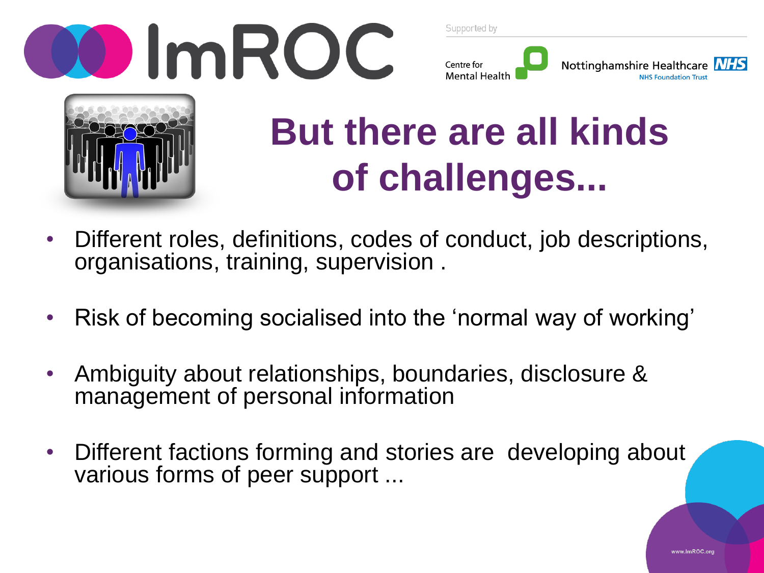# But there are all kinds of challenges...

- Different roles, definitions, codes of conduct, job descriptions, organisations, training, supervision .
- Risk of becoming socialised into the 'normal way of working'
- Ambiguity about relationships, boundaries, disclosure & management of personal information
- Different factions forming and stories are developing about various forms of peer support ...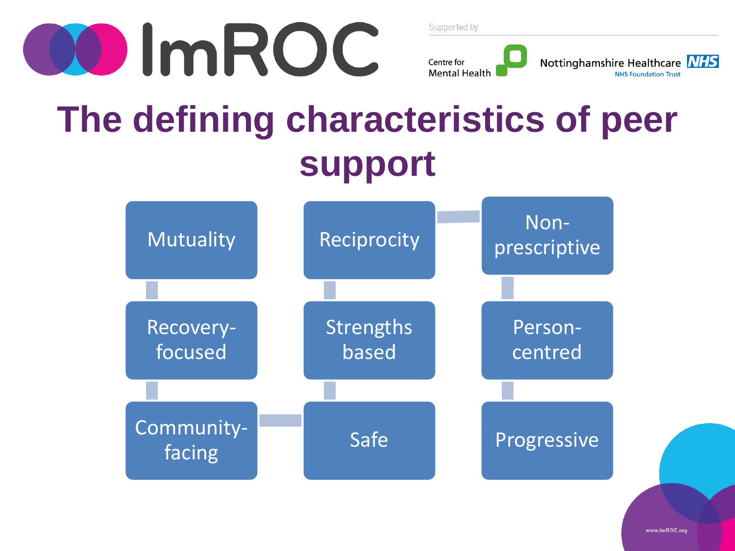# The defining characteristics of peer support

- Mutuality
- Recovery-focused
- Community-facing
- Safe
- Strengths based
- Reciprocity
- Non-prescriptive
- Person-centred
- Progressive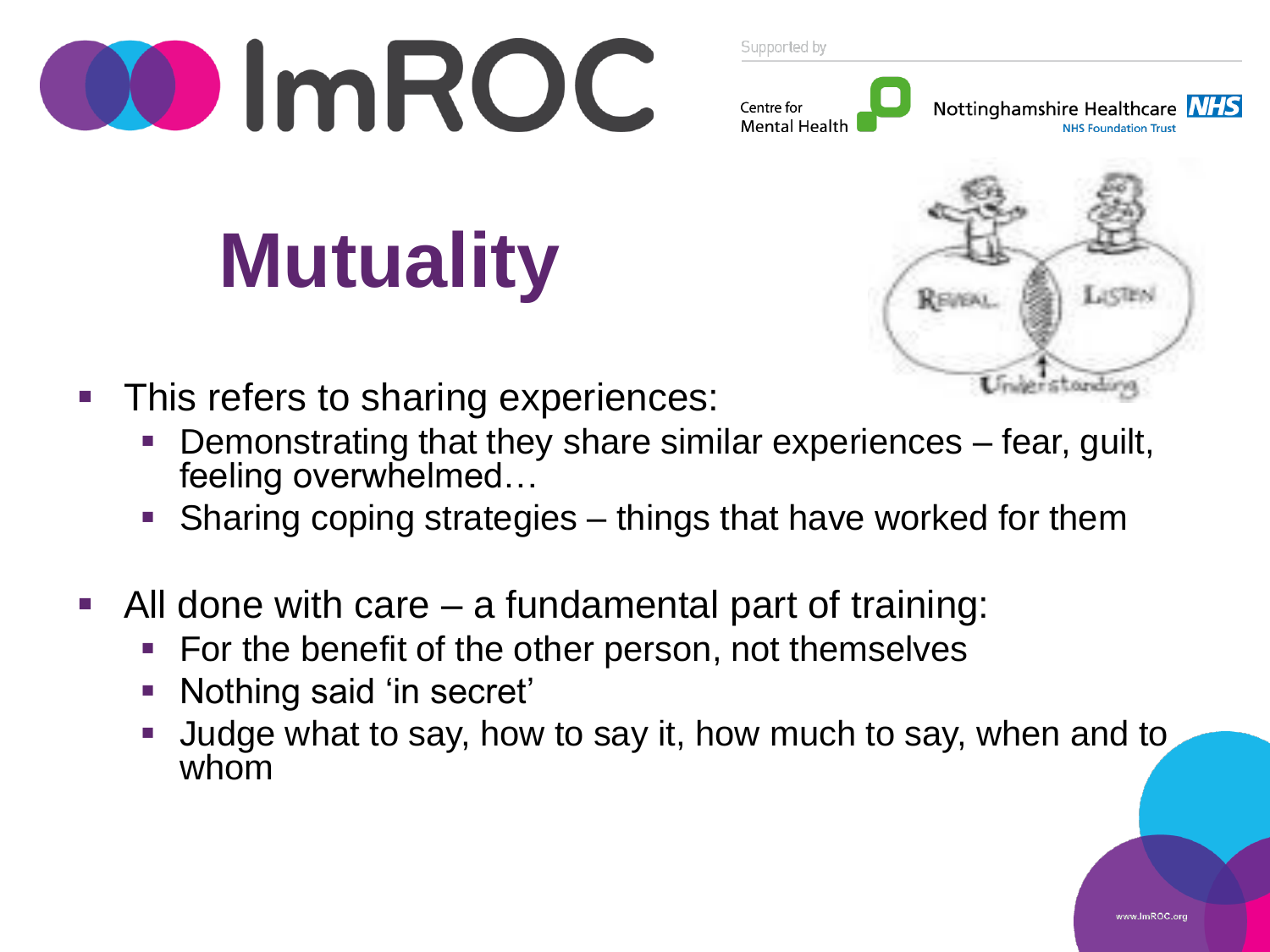# Mutuality

- This refers to sharing experiences:
  - Demonstrating that they share similar experiences – fear, guilt, feeling overwhelmed…
  - Sharing coping strategies – things that have worked for them
- All done with care – a fundamental part of training:
  - For the benefit of the other person, not themselves
  - Nothing said 'in secret'
  - Judge what to say, how to say it, how much to say, when and to whom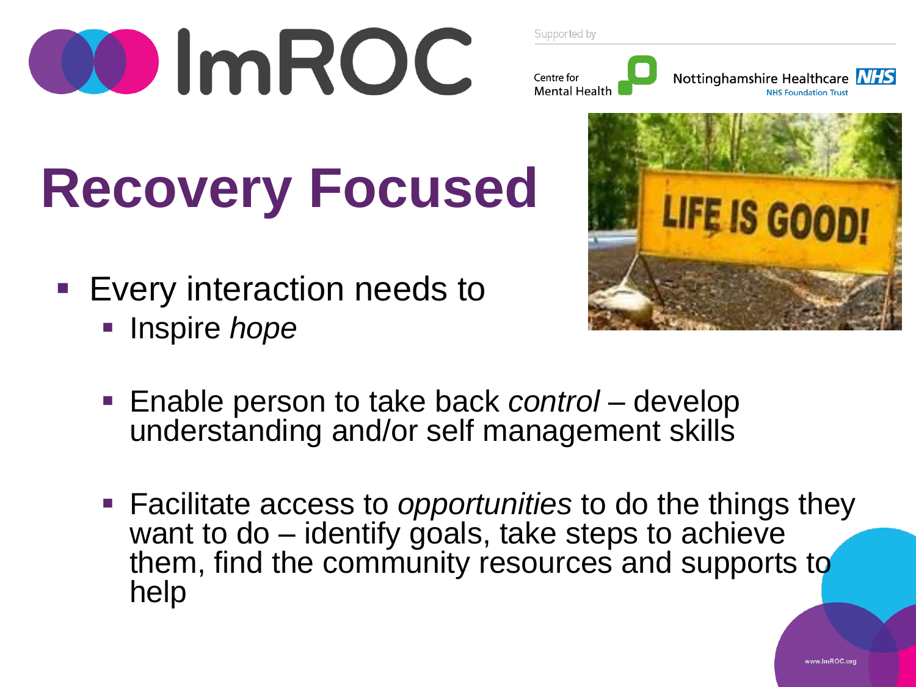# Recovery Focused

- Every interaction needs to
  - Inspire *hope*
  - Enable person to take back *control* – develop understanding and/or self management skills
  - Facilitate access to *opportunities* to do the things they want to do – identify goals, take steps to achieve them, find the community resources and supports to help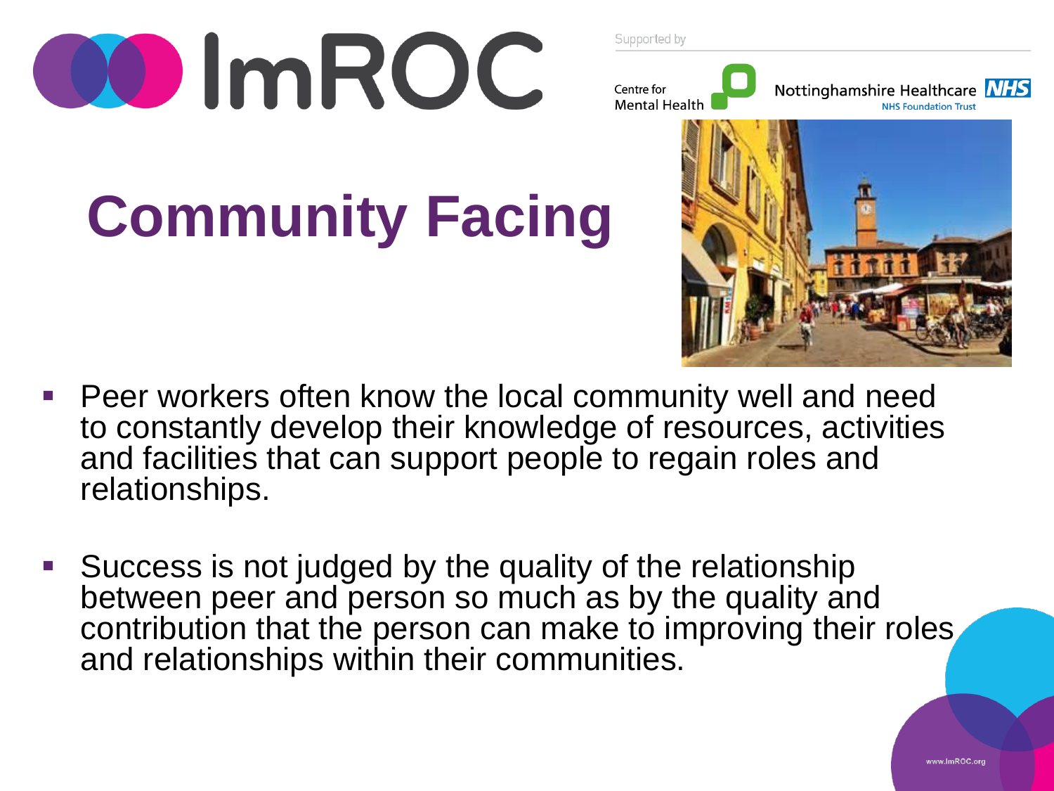# Community Facing

- Peer workers often know the local community well and need to constantly develop their knowledge of resources, activities and facilities that can support people to regain roles and relationships.
- Success is not judged by the quality of the relationship between peer and person so much as by the quality and contribution that the person can make to improving their roles and relationships within their communities.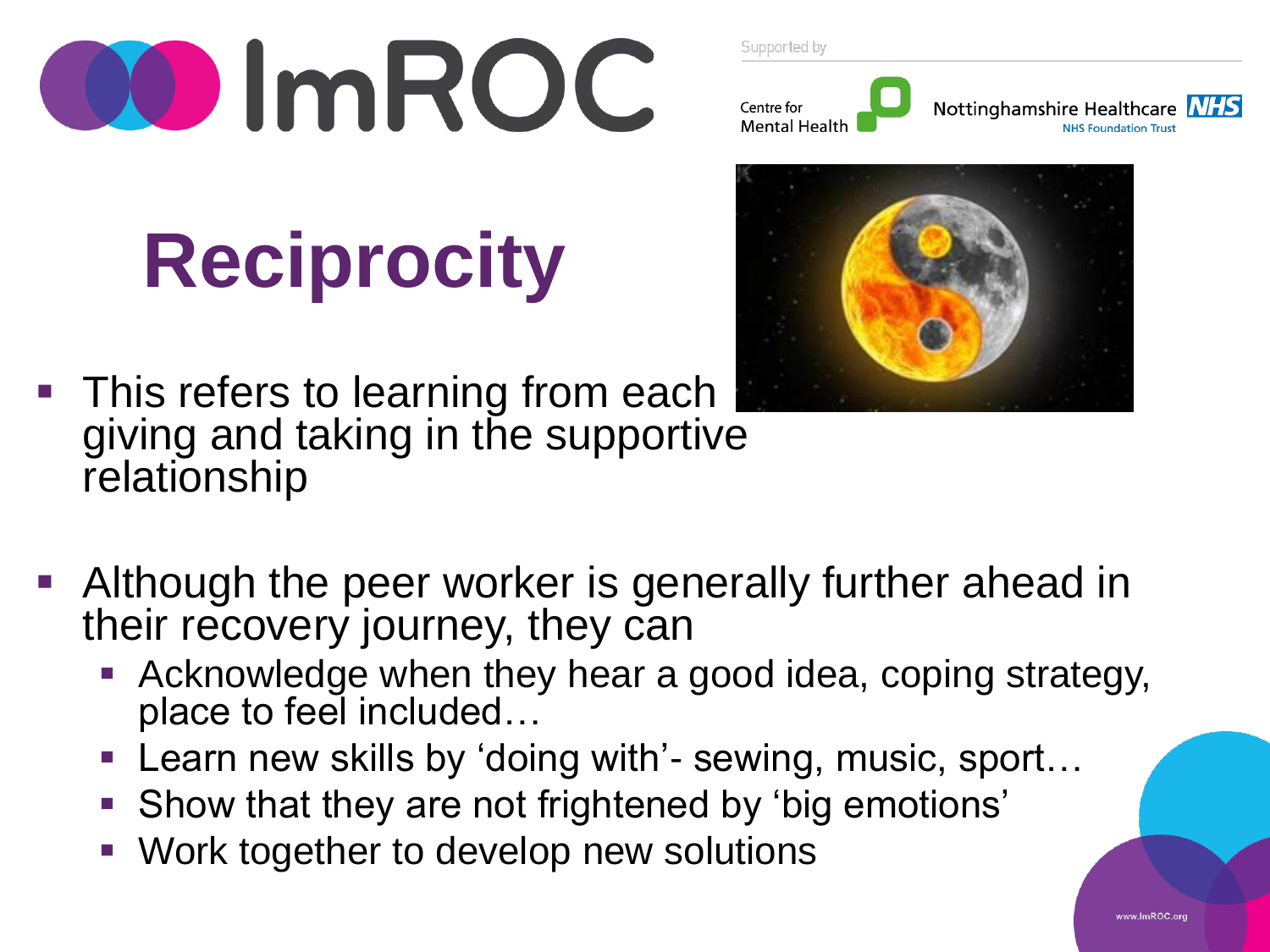# Reciprocity

- This refers to learning from each other, giving and taking in the supportive relationship
- Although the peer worker is generally further ahead in their recovery journey, they can
  - Acknowledge when they hear a good idea, coping strategy, place to feel included…
  - Learn new skills by 'doing with'- sewing, music, sport…
  - Show that they are not frightened by 'big emotions'
  - Work together to develop new solutions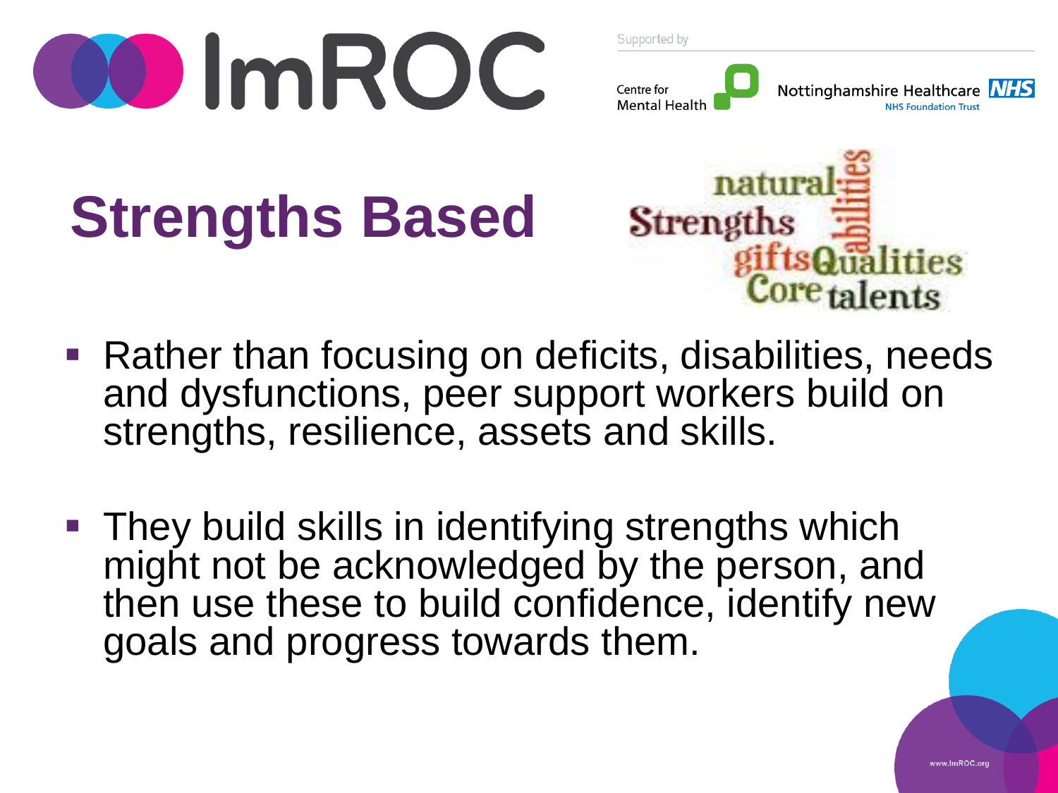# Strengths Based

- Rather than focusing on deficits, disabilities, needs and dysfunctions, peer support workers build on strengths, resilience, assets and skills.
- They build skills in identifying strengths which might not be acknowledged by the person, and then use these to build confidence, identify new goals and progress towards them.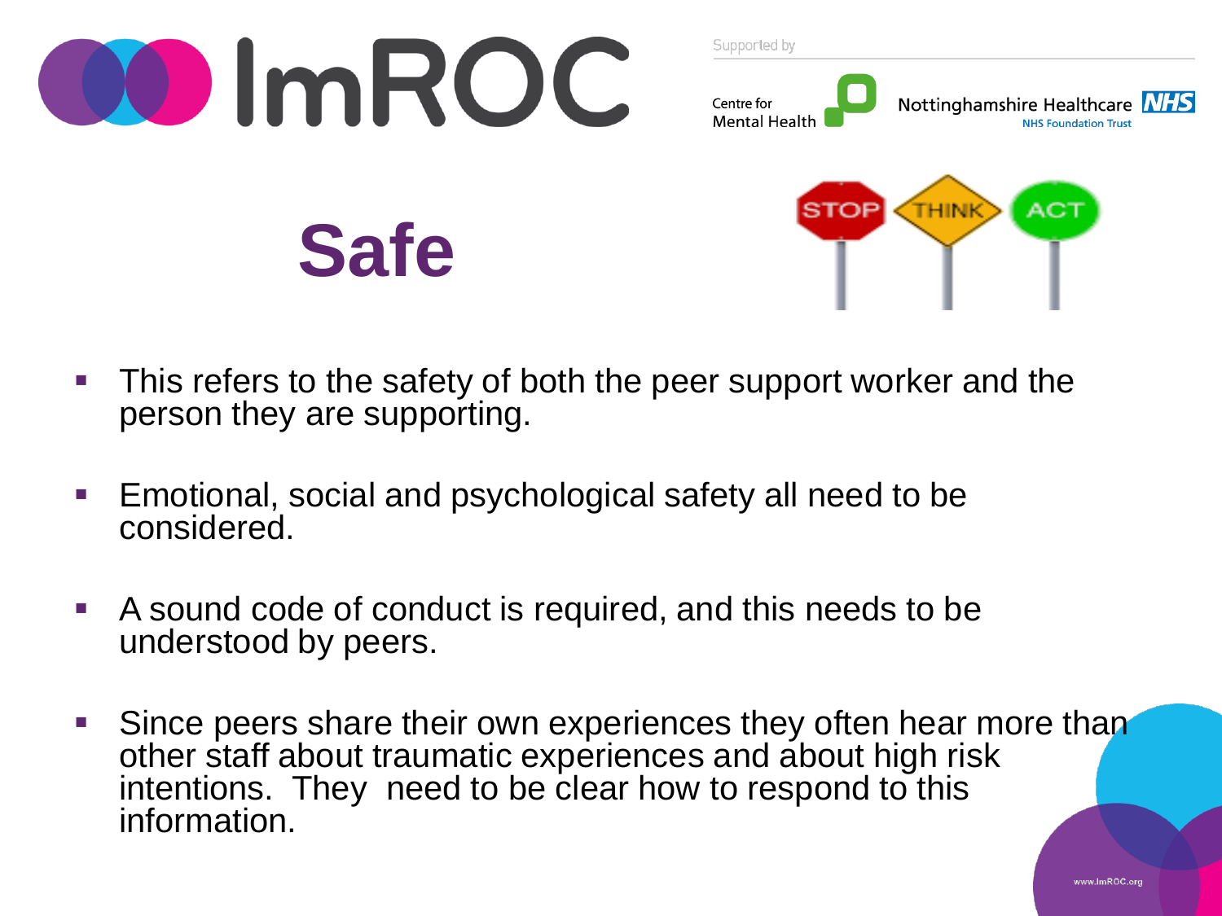# Safe

- This refers to the safety of both the peer support worker and the person they are supporting.
- Emotional, social and psychological safety all need to be considered.
- A sound code of conduct is required, and this needs to be understood by peers.
- Since peers share their own experiences they often hear more than other staff about traumatic experiences and about high risk intentions. They need to be clear how to respond to this information.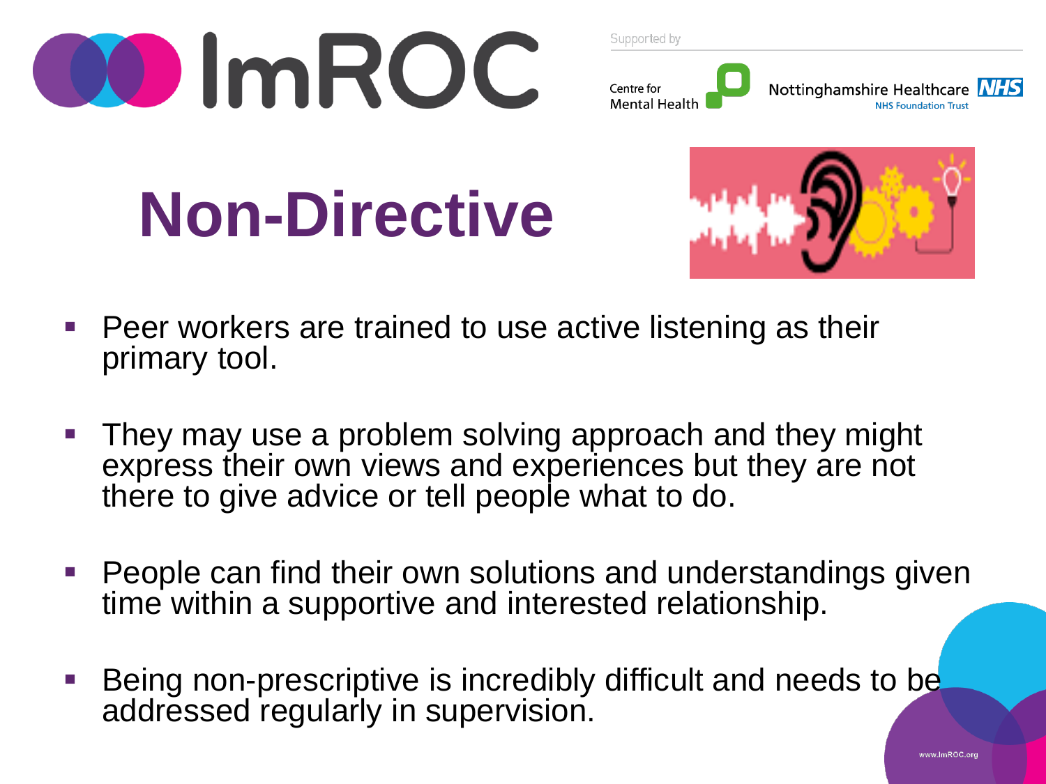# Non-Directive

- Peer workers are trained to use active listening as their primary tool.
- They may use a problem solving approach and they might express their own views and experiences but they are not there to give advice or tell people what to do.
- People can find their own solutions and understandings given time within a supportive and interested relationship.
- Being non-prescriptive is incredibly difficult and needs to be addressed regularly in supervision.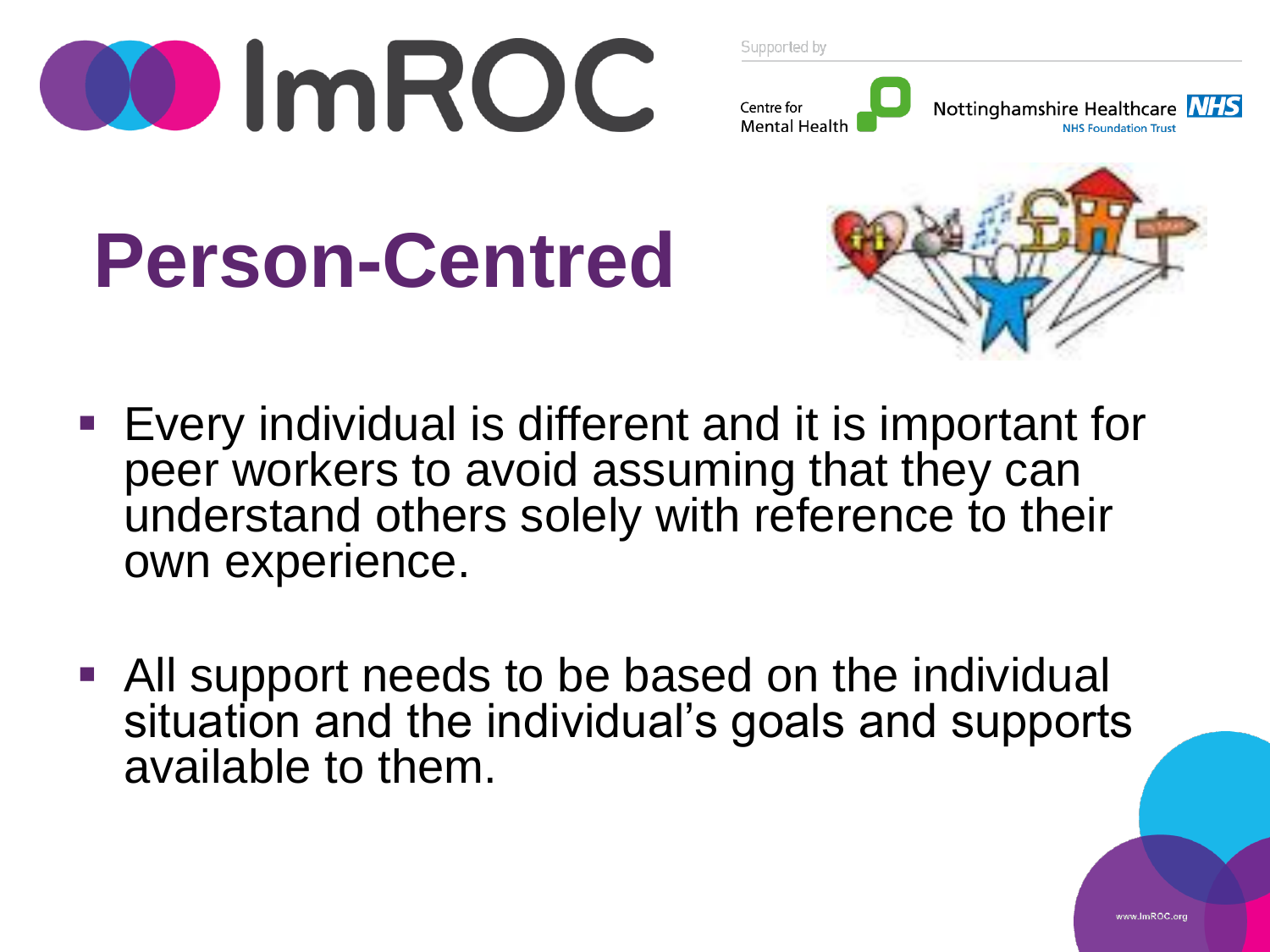# Person-Centred

- Every individual is different and it is important for peer workers to avoid assuming that they can understand others solely with reference to their own experience.
- All support needs to be based on the individual situation and the individual's goals and supports available to them.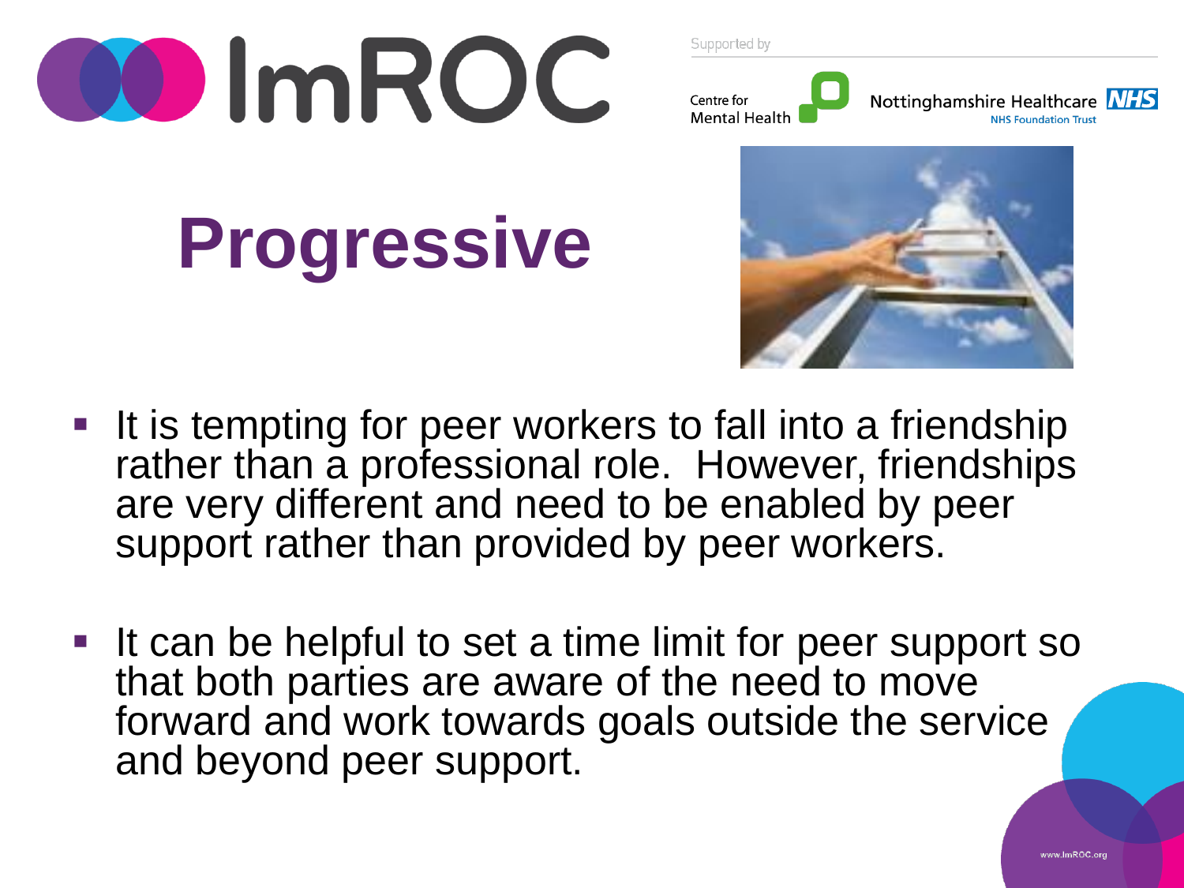# Progressive

- It is tempting for peer workers to fall into a friendship rather than a professional role. However, friendships are very different and need to be enabled by peer support rather than provided by peer workers.
- It can be helpful to set a time limit for peer support so that both parties are aware of the need to move forward and work towards goals outside the service and beyond peer support.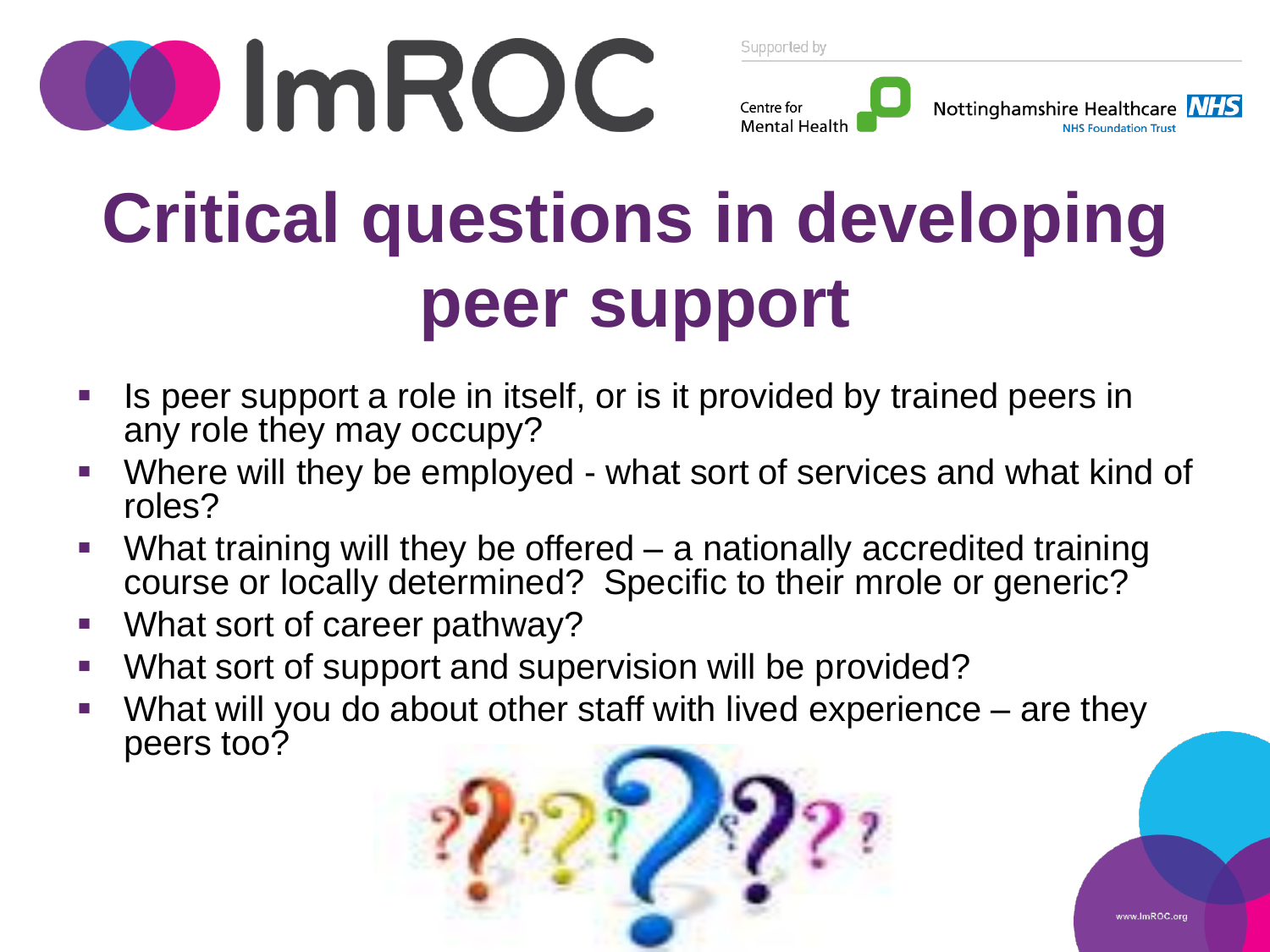# Critical questions in developing peer support

- Is peer support a role in itself, or is it provided by trained peers in any role they may occupy?
- Where will they be employed - what sort of services and what kind of roles?
- What training will they be offered – a nationally accredited training course or locally determined? Specific to their mrole or generic?
- What sort of career pathway?
- What sort of support and supervision will be provided?
- What will you do about other staff with lived experience – are they peers too?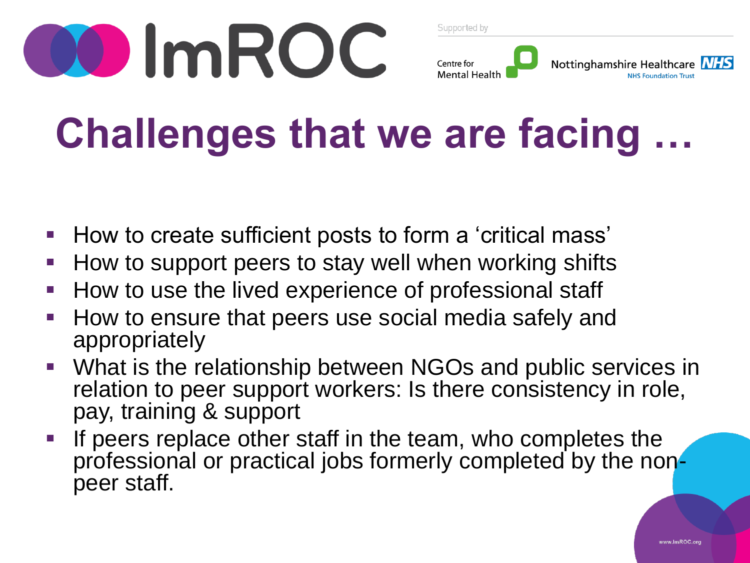# Challenges that we are facing …

- How to create sufficient posts to form a 'critical mass'
- How to support peers to stay well when working shifts
- How to use the lived experience of professional staff
- How to ensure that peers use social media safely and appropriately
- What is the relationship between NGOs and public services in relation to peer support workers: Is there consistency in role, pay, training & support
- If peers replace other staff in the team, who completes the professional or practical jobs formerly completed by the non-peer staff.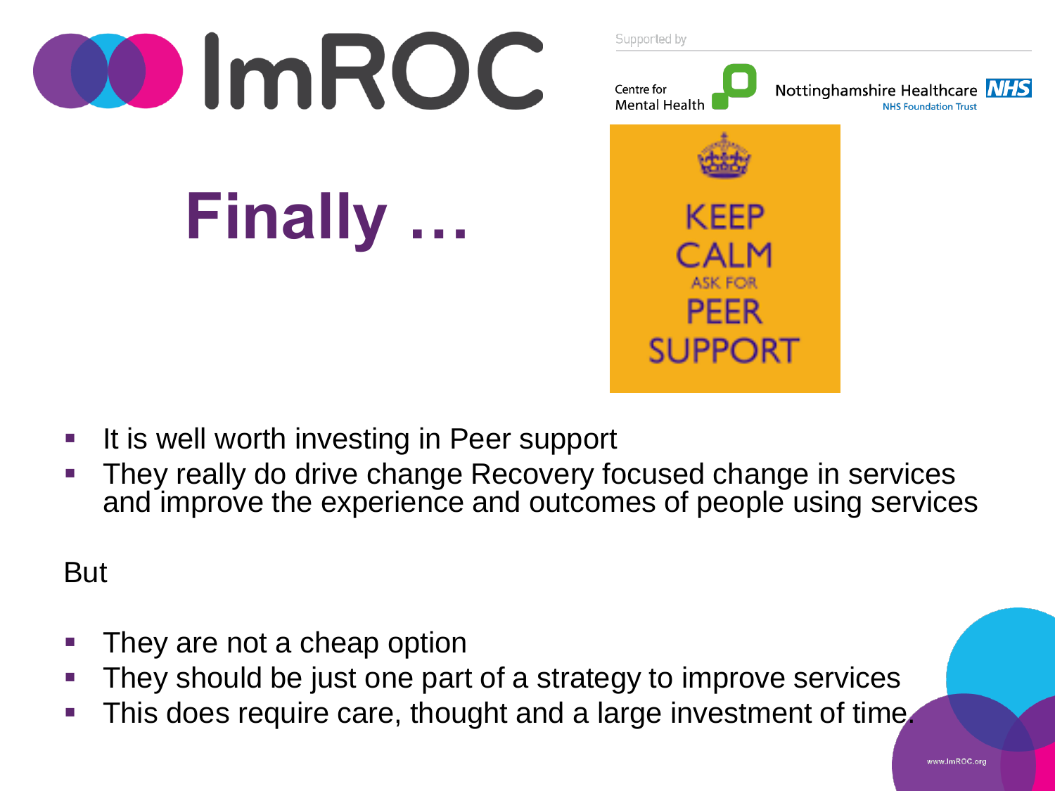# Finally …

KEEP CALM ASK FOR PEER SUPPORT

- It is well worth investing in Peer support
- They really do drive change Recovery focused change in services and improve the experience and outcomes of people using services

But

- They are not a cheap option
- They should be just one part of a strategy to improve services
- This does require care, thought and a large investment of time.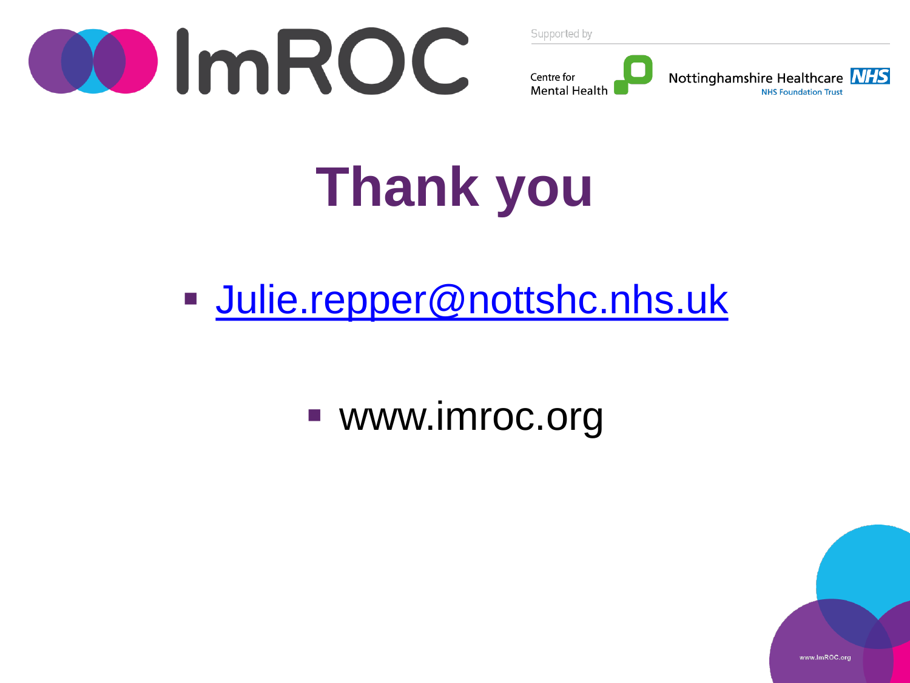ImROC

Supported by

Centre for Mental Health

Nottinghamshire Healthcare NHS Foundation Trust

# Thank you

- Julie.repper@nottshc.nhs.uk
- www.imroc.org

www.ImROC.org